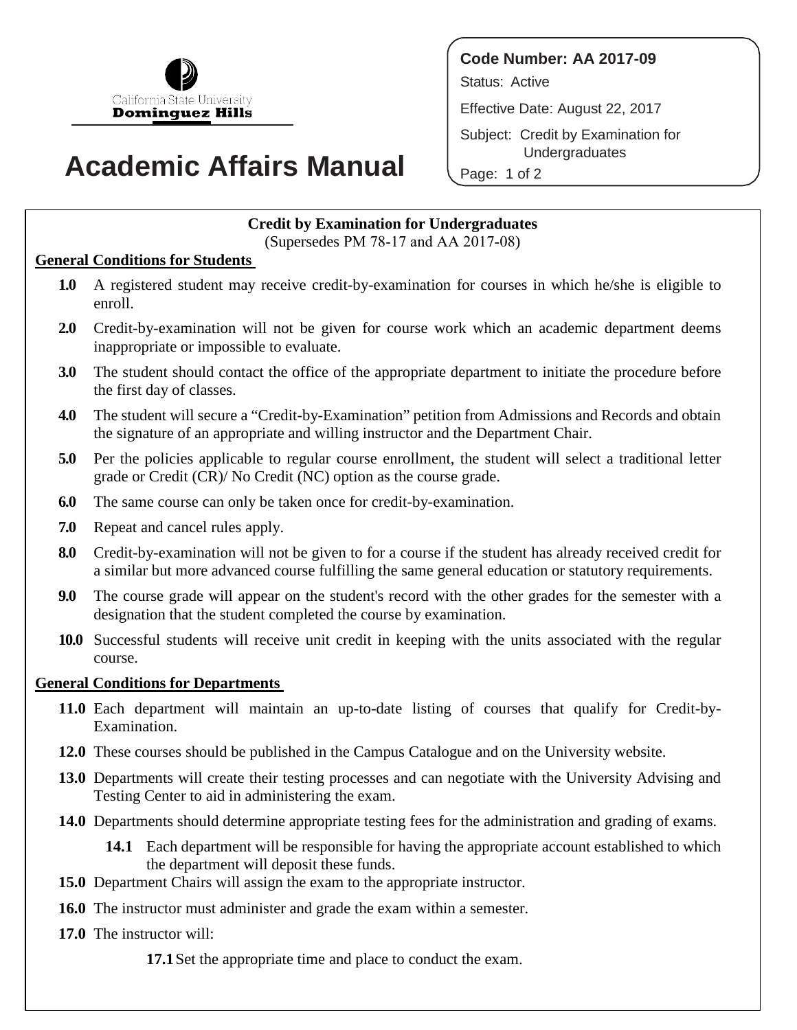California State University Dominguez Hills

# Academic Affairs Manual

**Code Number: AA 2017-09**

Status: Active

Effective Date: August 22, 2017

Subject: Credit by Examination for Undergraduates

## Credit by Examination for Undergraduates

(Supersedes PM 78-17 and AA 2017-08)

### General Conditions for Students

**1.0** A registered student may receive credit-by-examination for courses in which he/she is eligible to enroll.

**2.0** Credit-by-examination will not be given for course work which an academic department deems inappropriate or impossible to evaluate.

**3.0** The student should contact the office of the appropriate department to initiate the procedure before the first day of classes.

**4.0** The student will secure a "Credit-by-Examination" petition from Admissions and Records and obtain the signature of an appropriate and willing instructor and the Department Chair.

**5.0** Per the policies applicable to regular course enrollment, the student will select a traditional letter grade or Credit (CR)/ No Credit (NC) option as the course grade.

**6.0** The same course can only be taken once for credit-by-examination.

**7.0** Repeat and cancel rules apply.

**8.0** Credit-by-examination will not be given to for a course if the student has already received credit for a similar but more advanced course fulfilling the same general education or statutory requirements.

**9.0** The course grade will appear on the student's record with the other grades for the semester with a designation that the student completed the course by examination.

**10.0** Successful students will receive unit credit in keeping with the units associated with the regular course.

### General Conditions for Departments

**11.0** Each department will maintain an up-to-date listing of courses that qualify for Credit-by-Examination.

**12.0** These courses should be published in the Campus Catalogue and on the University website.

**13.0** Departments will create their testing processes and can negotiate with the University Advising and Testing Center to aid in administering the exam.

**14.0** Departments should determine appropriate testing fees for the administration and grading of exams.

> **14.1** Each department will be responsible for having the appropriate account established to which the department will deposit these funds.

**15.0** Department Chairs will assign the exam to the appropriate instructor.

**16.0** The instructor must administer and grade the exam within a semester.

**17.0** The instructor will:

> **17.1** Set the appropriate time and place to conduct the exam.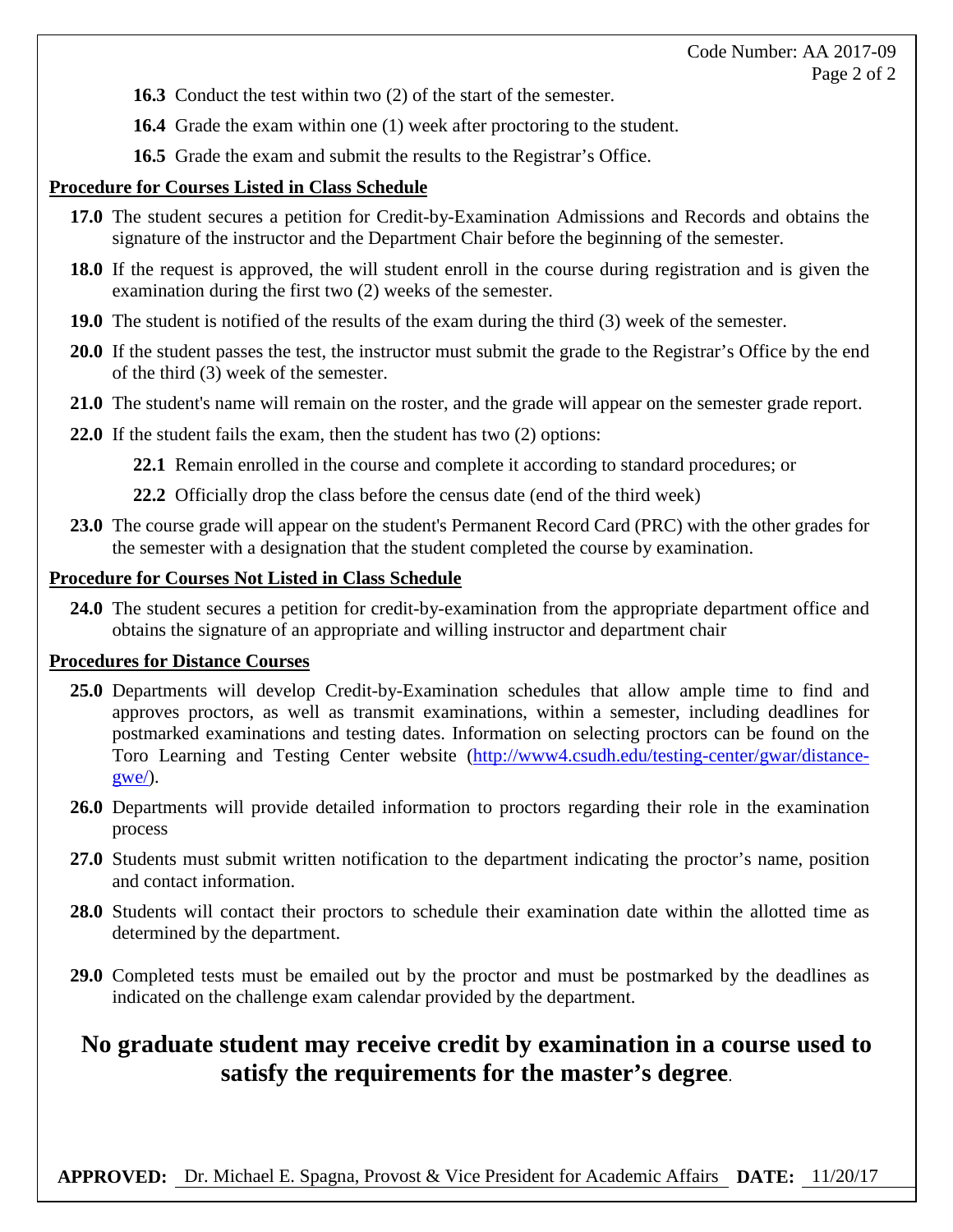**16.3** Conduct the test within two (2) of the start of the semester.

**16.4** Grade the exam within one (1) week after proctoring to the student.

**16.5** Grade the exam and submit the results to the Registrar's Office.

**Procedure for Courses Listed in Class Schedule**

**17.0** The student secures a petition for Credit-by-Examination Admissions and Records and obtains the signature of the instructor and the Department Chair before the beginning of the semester.

**18.0** If the request is approved, the will student enroll in the course during registration and is given the examination during the first two (2) weeks of the semester.

**19.0** The student is notified of the results of the exam during the third (3) week of the semester.

**20.0** If the student passes the test, the instructor must submit the grade to the Registrar's Office by the end of the third (3) week of the semester.

**21.0** The student's name will remain on the roster, and the grade will appear on the semester grade report.

**22.0** If the student fails the exam, then the student has two (2) options:

**22.1** Remain enrolled in the course and complete it according to standard procedures; or

**22.2** Officially drop the class before the census date (end of the third week)

**23.0** The course grade will appear on the student's Permanent Record Card (PRC) with the other grades for the semester with a designation that the student completed the course by examination.

**Procedure for Courses Not Listed in Class Schedule**

**24.0** The student secures a petition for credit-by-examination from the appropriate department office and obtains the signature of an appropriate and willing instructor and department chair

**Procedures for Distance Courses**

**25.0** Departments will develop Credit-by-Examination schedules that allow ample time to find and approves proctors, as well as transmit examinations, within a semester, including deadlines for postmarked examinations and testing dates. Information on selecting proctors can be found on the Toro Learning and Testing Center website (http://www4.csudh.edu/testing-center/gwar/distance-gwe/).

**26.0** Departments will provide detailed information to proctors regarding their role in the examination process

**27.0** Students must submit written notification to the department indicating the proctor's name, position and contact information.

**28.0** Students will contact their proctors to schedule their examination date within the allotted time as determined by the department.

**29.0** Completed tests must be emailed out by the proctor and must be postmarked by the deadlines as indicated on the challenge exam calendar provided by the department.

## No graduate student may receive credit by examination in a course used to satisfy the requirements for the master's degree.

**APPROVED:** Dr. Michael E. Spagna, Provost & Vice President for Academic Affairs **DATE:** 11/20/17